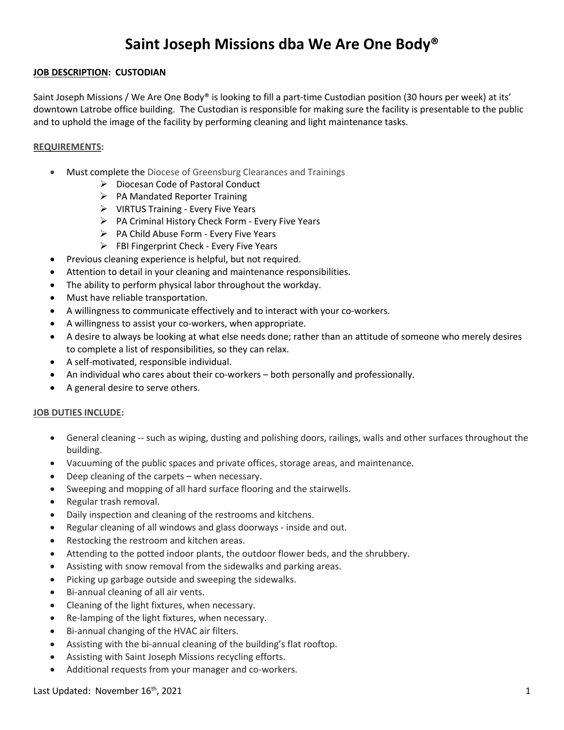# Saint Joseph Missions dba We Are One Body®

**JOB DESCRIPTION: CUSTODIAN**

Saint Joseph Missions / We Are One Body® is looking to fill a part-time Custodian position (30 hours per week) at its' downtown Latrobe office building. The Custodian is responsible for making sure the facility is presentable to the public and to uphold the image of the facility by performing cleaning and light maintenance tasks.

**REQUIREMENTS:**

- Must complete the Diocese of Greensburg Clearances and Trainings
  - Diocesan Code of Pastoral Conduct
  - PA Mandated Reporter Training
  - VIRTUS Training - Every Five Years
  - PA Criminal History Check Form - Every Five Years
  - PA Child Abuse Form - Every Five Years
  - FBI Fingerprint Check - Every Five Years
- Previous cleaning experience is helpful, but not required.
- Attention to detail in your cleaning and maintenance responsibilities.
- The ability to perform physical labor throughout the workday.
- Must have reliable transportation.
- A willingness to communicate effectively and to interact with your co-workers.
- A willingness to assist your co-workers, when appropriate.
- A desire to always be looking at what else needs done; rather than an attitude of someone who merely desires to complete a list of responsibilities, so they can relax.
- A self-motivated, responsible individual.
- An individual who cares about their co-workers – both personally and professionally.
- A general desire to serve others.

**JOB DUTIES INCLUDE:**

- General cleaning -- such as wiping, dusting and polishing doors, railings, walls and other surfaces throughout the building.
- Vacuuming of the public spaces and private offices, storage areas, and maintenance.
- Deep cleaning of the carpets – when necessary.
- Sweeping and mopping of all hard surface flooring and the stairwells.
- Regular trash removal.
- Daily inspection and cleaning of the restrooms and kitchens.
- Regular cleaning of all windows and glass doorways - inside and out.
- Restocking the restroom and kitchen areas.
- Attending to the potted indoor plants, the outdoor flower beds, and the shrubbery.
- Assisting with snow removal from the sidewalks and parking areas.
- Picking up garbage outside and sweeping the sidewalks.
- Bi-annual cleaning of all air vents.
- Cleaning of the light fixtures, when necessary.
- Re-lamping of the light fixtures, when necessary.
- Bi-annual changing of the HVAC air filters.
- Assisting with the bi-annual cleaning of the building's flat rooftop.
- Assisting with Saint Joseph Missions recycling efforts.
- Additional requests from your manager and co-workers.

Last Updated: November 16th, 2021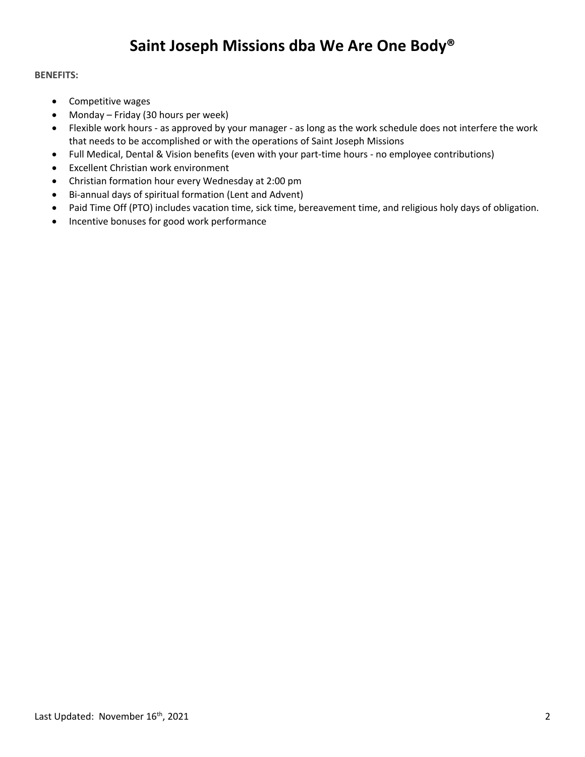# Saint Joseph Missions dba We Are One Body®

**BENEFITS:**

- Competitive wages
- Monday – Friday (30 hours per week)
- Flexible work hours - as approved by your manager - as long as the work schedule does not interfere the work that needs to be accomplished or with the operations of Saint Joseph Missions
- Full Medical, Dental & Vision benefits (even with your part-time hours - no employee contributions)
- Excellent Christian work environment
- Christian formation hour every Wednesday at 2:00 pm
- Bi-annual days of spiritual formation (Lent and Advent)
- Paid Time Off (PTO) includes vacation time, sick time, bereavement time, and religious holy days of obligation.
- Incentive bonuses for good work performance

Last Updated: November 16th, 2021